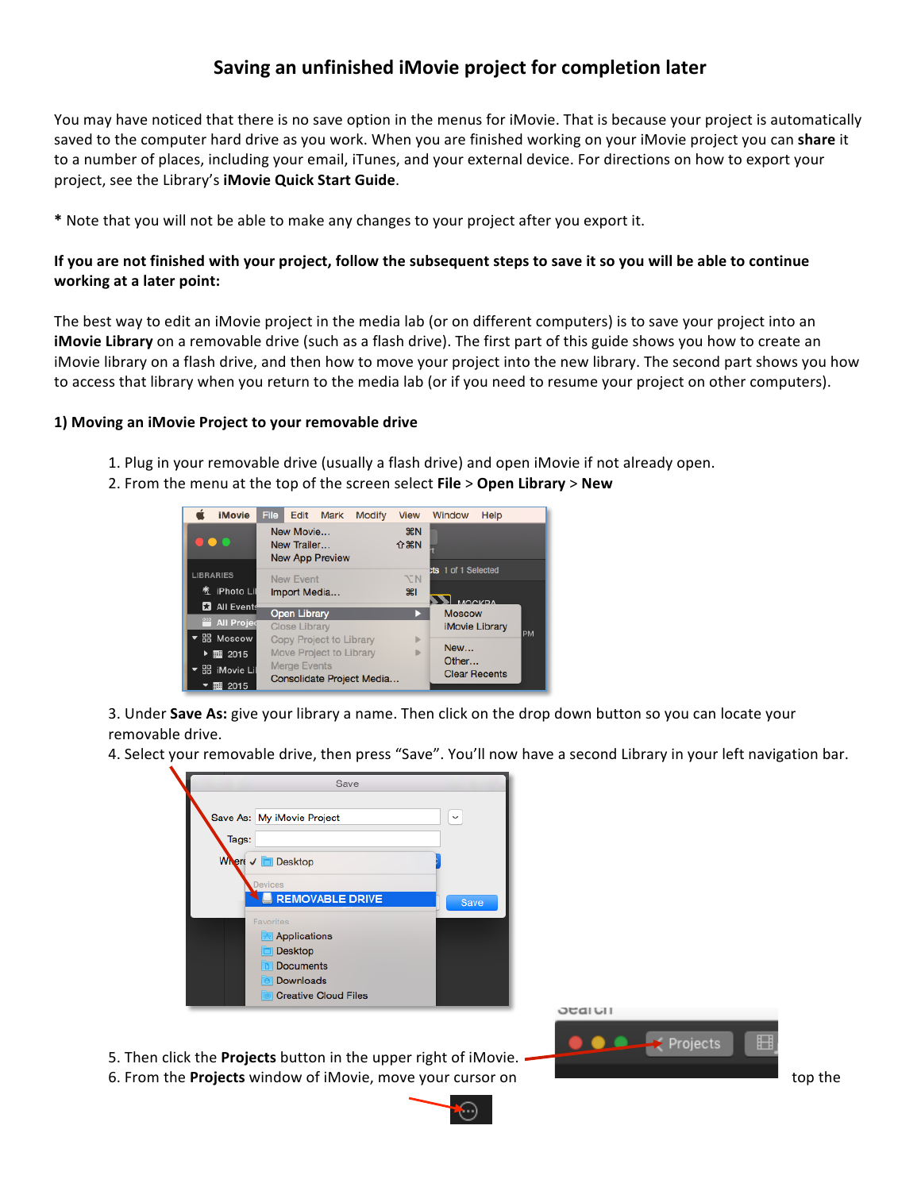## Saving an unfinished iMovie project for completion later

You may have noticed that there is no save option in the menus for iMovie. That is because your project is automatically saved to the computer hard drive as you work. When you are finished working on your iMovie project you can **share** it to a number of places, including your email, iTunes, and your external device. For directions on how to export your project, see the Library's **iMovie Quick Start Guide**.

* Note that you will not be able to make any changes to your project after you export it.

**If you are not finished with your project, follow the subsequent steps to save it so you will be able to continue working at a later point:**

The best way to edit an iMovie project in the media lab (or on different computers) is to save your project into an **iMovie Library** on a removable drive (such as a flash drive). The first part of this guide shows you how to create an iMovie library on a flash drive, and then how to move your project into the new library. The second part shows you how to access that library when you return to the media lab (or if you need to resume your project on other computers).

### 1) Moving an iMovie Project to your removable drive

1. Plug in your removable drive (usually a flash drive) and open iMovie if not already open.
2. From the menu at the top of the screen select **File** > **Open Library** > **New**
3. Under **Save As:** give your library a name. Then click on the drop down button so you can locate your removable drive.
4. Select your removable drive, then press "Save". You'll now have a second Library in your left navigation bar.
5. Then click the **Projects** button in the upper right of iMovie.
6. From the **Projects** window of iMovie, move your cursor on top the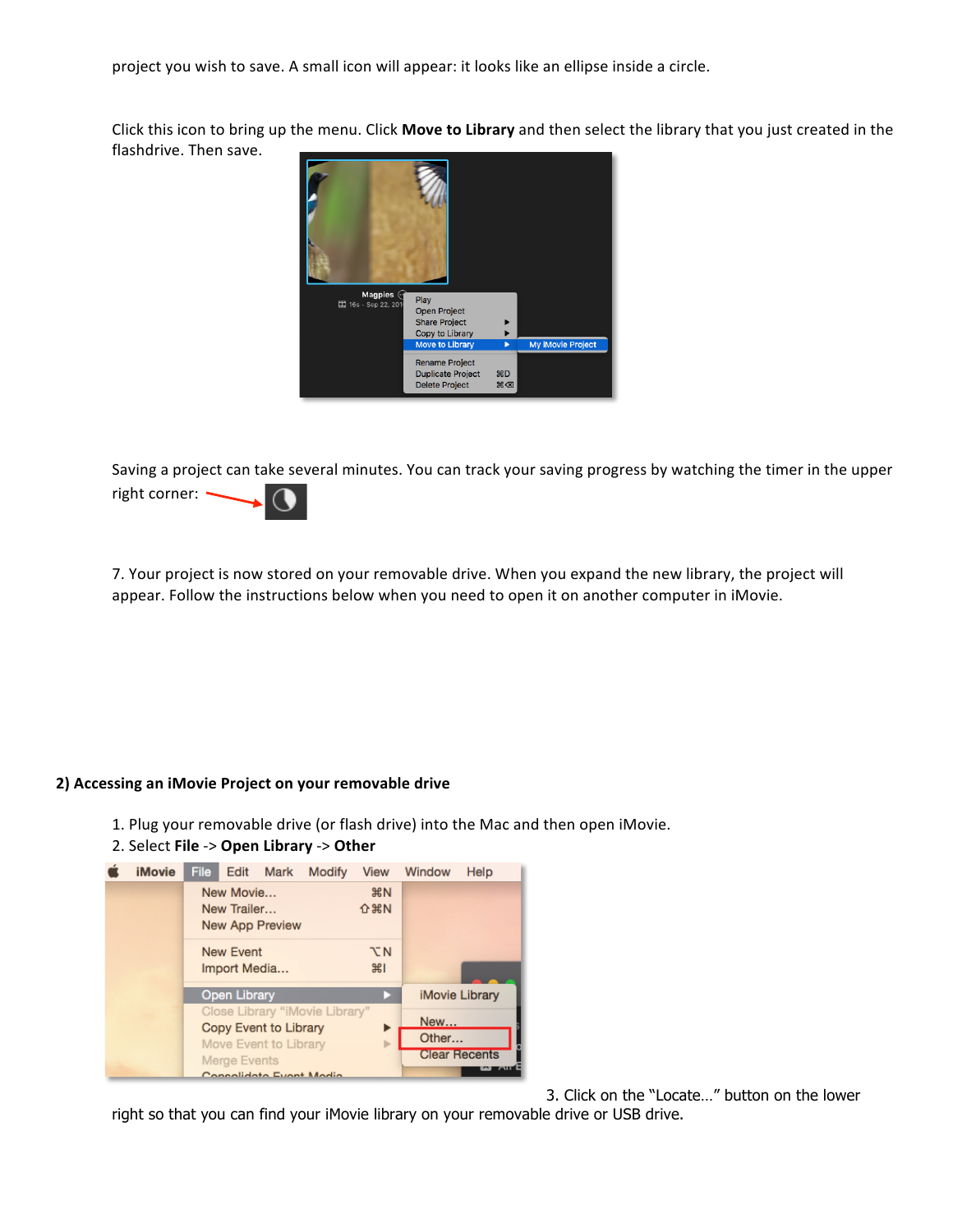project you wish to save. A small icon will appear: it looks like an ellipse inside a circle.

Click this icon to bring up the menu. Click **Move to Library** and then select the library that you just created in the flashdrive. Then save.

Saving a project can take several minutes. You can track your saving progress by watching the timer in the upper right corner:

7. Your project is now stored on your removable drive. When you expand the new library, the project will appear. Follow the instructions below when you need to open it on another computer in iMovie.

**2) Accessing an iMovie Project on your removable drive**

1. Plug your removable drive (or flash drive) into the Mac and then open iMovie.
2. Select **File** -> **Open Library** -> **Other**

3. Click on the "Locate…" button on the lower right so that you can find your iMovie library on your removable drive or USB drive.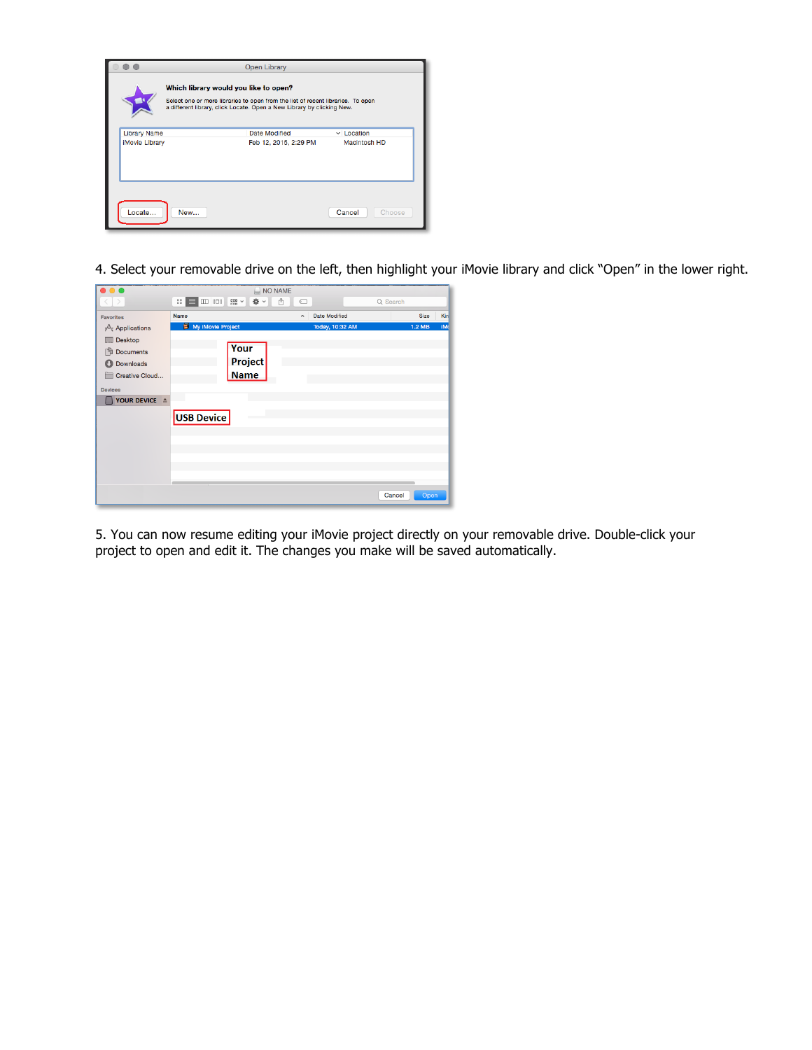4. Select your removable drive on the left, then highlight your iMovie library and click “Open” in the lower right.

5. You can now resume editing your iMovie project directly on your removable drive. Double-click your project to open and edit it. The changes you make will be saved automatically.